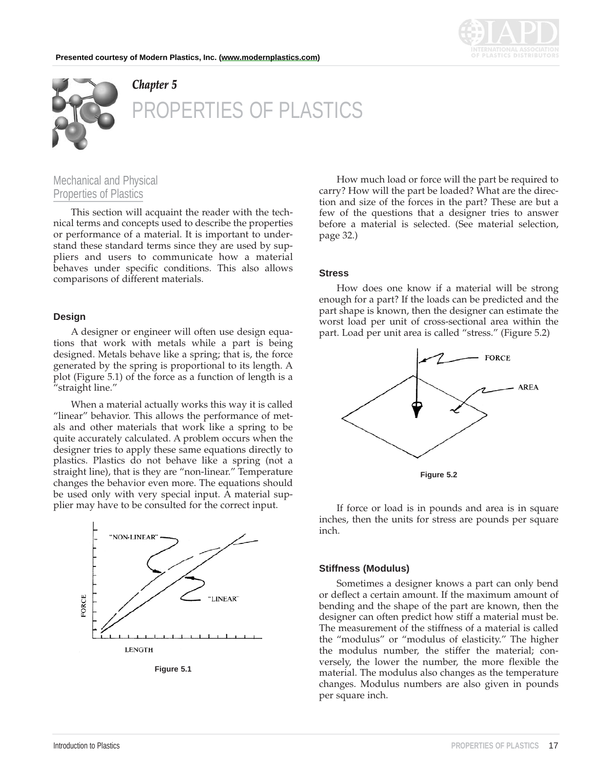Presented courtesy of Modern Plastics, Inc. (www.modernplastics.com)

*Chapter 5*

# PROPERTIES OF PLASTICS

## Mechanical and Physical Properties of Plastics

This section will acquaint the reader with the technical terms and concepts used to describe the properties or performance of a material. It is important to understand these standard terms since they are used by suppliers and users to communicate how a material behaves under specific conditions. This also allows comparisons of different materials.

### Design

A designer or engineer will often use design equations that work with metals while a part is being designed. Metals behave like a spring; that is, the force generated by the spring is proportional to its length. A plot (Figure 5.1) of the force as a function of length is a "straight line."

When a material actually works this way it is called "linear" behavior. This allows the performance of metals and other materials that work like a spring to be quite accurately calculated. A problem occurs when the designer tries to apply these same equations directly to plastics. Plastics do not behave like a spring (not a straight line), that is they are "non-linear." Temperature changes the behavior even more. The equations should be used only with very special input. A material supplier may have to be consulted for the correct input.

Figure 5.1

How much load or force will the part be required to carry? How will the part be loaded? What are the direction and size of the forces in the part? These are but a few of the questions that a designer tries to answer before a material is selected. (See material selection, page 32.)

### Stress

How does one know if a material will be strong enough for a part? If the loads can be predicted and the part shape is known, then the designer can estimate the worst load per unit of cross-sectional area within the part. Load per unit area is called "stress." (Figure 5.2)

Figure 5.2

If force or load is in pounds and area is in square inches, then the units for stress are pounds per square inch.

### Stiffness (Modulus)

Sometimes a designer knows a part can only bend or deflect a certain amount. If the maximum amount of bending and the shape of the part are known, then the designer can often predict how stiff a material must be. The measurement of the stiffness of a material is called the "modulus" or "modulus of elasticity." The higher the modulus number, the stiffer the material; conversely, the lower the number, the more flexible the material. The modulus also changes as the temperature changes. Modulus numbers are also given in pounds per square inch.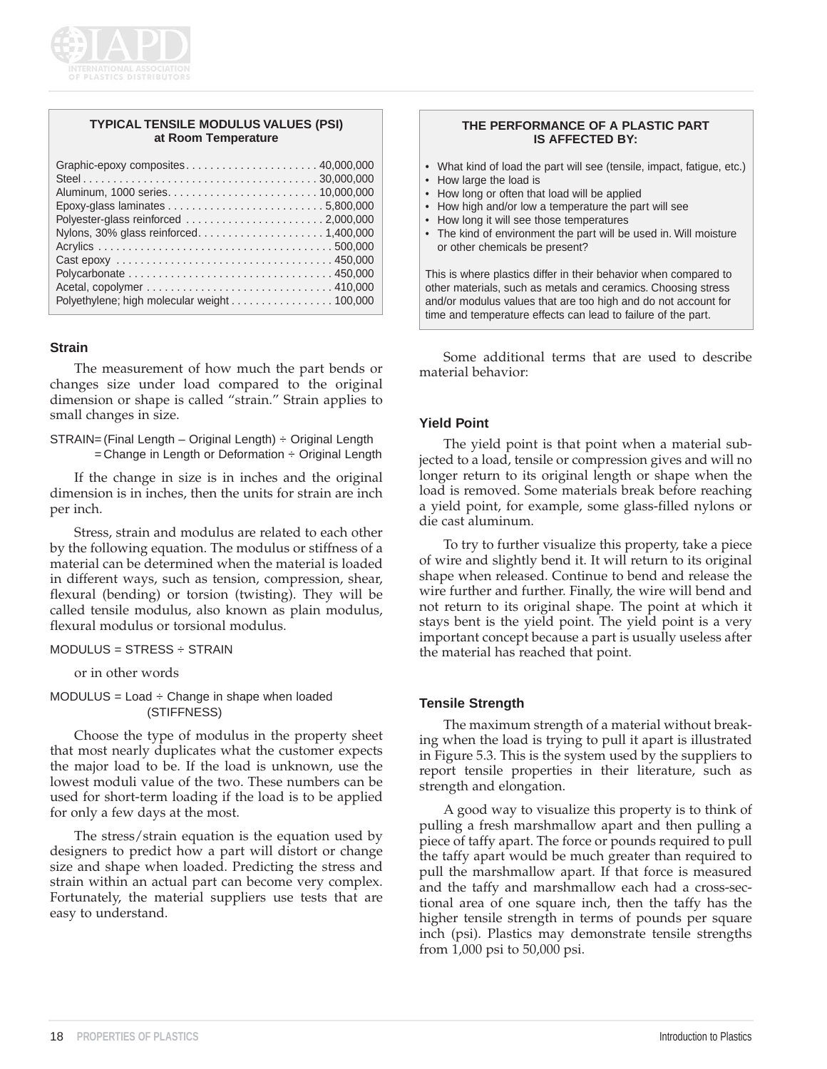**TYPICAL TENSILE MODULUS VALUES (PSI)**
**at Room Temperature**

| Material | Modulus (PSI) |
|---|---|
| Graphic-epoxy composites | 40,000,000 |
| Steel | 30,000,000 |
| Aluminum, 1000 series | 10,000,000 |
| Epoxy-glass laminates | 5,800,000 |
| Polyester-glass reinforced | 2,000,000 |
| Nylons, 30% glass reinforced | 1,400,000 |
| Acrylics | 500,000 |
| Cast epoxy | 450,000 |
| Polycarbonate | 450,000 |
| Acetal, copolymer | 410,000 |
| Polyethylene; high molecular weight | 100,000 |

### Strain

The measurement of how much the part bends or changes size under load compared to the original dimension or shape is called "strain." Strain applies to small changes in size.

STRAIN = (Final Length – Original Length) ÷ Original Length
= Change in Length or Deformation ÷ Original Length

If the change in size is in inches and the original dimension is in inches, then the units for strain are inch per inch.

Stress, strain and modulus are related to each other by the following equation. The modulus or stiffness of a material can be determined when the material is loaded in different ways, such as tension, compression, shear, flexural (bending) or torsion (twisting). They will be called tensile modulus, also known as plain modulus, flexural modulus or torsional modulus.

MODULUS = STRESS ÷ STRAIN

or in other words

MODULUS = Load ÷ Change in shape when loaded
(STIFFNESS)

Choose the type of modulus in the property sheet that most nearly duplicates what the customer expects the major load to be. If the load is unknown, use the lowest moduli value of the two. These numbers can be used for short-term loading if the load is to be applied for only a few days at the most.

The stress/strain equation is the equation used by designers to predict how a part will distort or change size and shape when loaded. Predicting the stress and strain within an actual part can become very complex. Fortunately, the material suppliers use tests that are easy to understand.

**THE PERFORMANCE OF A PLASTIC PART IS AFFECTED BY:**

- What kind of load the part will see (tensile, impact, fatigue, etc.)
- How large the load is
- How long or often that load will be applied
- How high and/or low a temperature the part will see
- How long it will see those temperatures
- The kind of environment the part will be used in. Will moisture or other chemicals be present?

This is where plastics differ in their behavior when compared to other materials, such as metals and ceramics. Choosing stress and/or modulus values that are too high and do not account for time and temperature effects can lead to failure of the part.

Some additional terms that are used to describe material behavior:

### Yield Point

The yield point is that point when a material subjected to a load, tensile or compression gives and will no longer return to its original length or shape when the load is removed. Some materials break before reaching a yield point, for example, some glass-filled nylons or die cast aluminum.

To try to further visualize this property, take a piece of wire and slightly bend it. It will return to its original shape when released. Continue to bend and release the wire further and further. Finally, the wire will bend and not return to its original shape. The point at which it stays bent is the yield point. The yield point is a very important concept because a part is usually useless after the material has reached that point.

### Tensile Strength

The maximum strength of a material without breaking when the load is trying to pull it apart is illustrated in Figure 5.3. This is the system used by the suppliers to report tensile properties in their literature, such as strength and elongation.

A good way to visualize this property is to think of pulling a fresh marshmallow apart and then pulling a piece of taffy apart. The force or pounds required to pull the taffy apart would be much greater than required to pull the marshmallow apart. If that force is measured and the taffy and marshmallow each had a cross-sectional area of one square inch, then the taffy has the higher tensile strength in terms of pounds per square inch (psi). Plastics may demonstrate tensile strengths from 1,000 psi to 50,000 psi.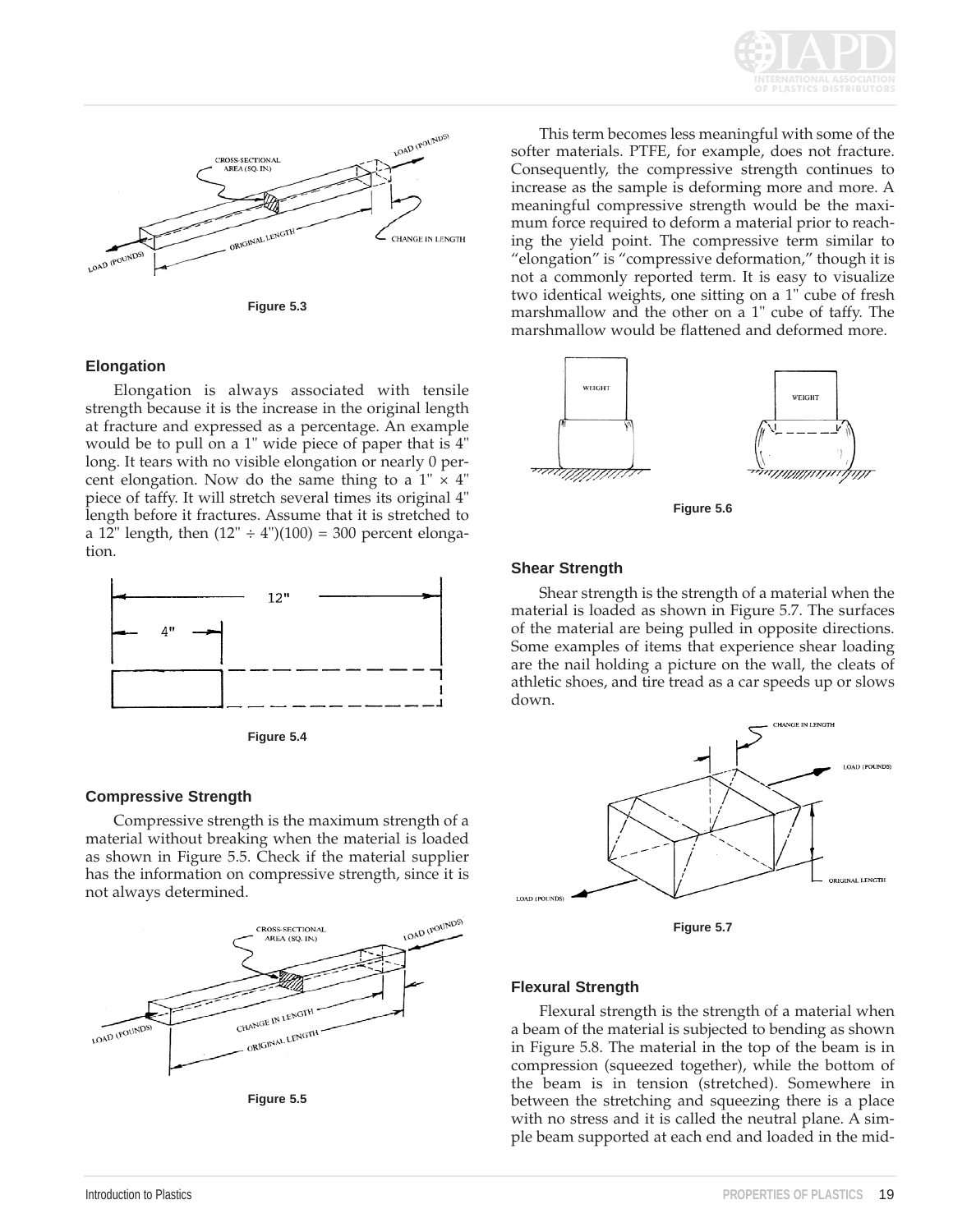Figure 5.3

## Elongation

Elongation is always associated with tensile strength because it is the increase in the original length at fracture and expressed as a percentage. An example would be to pull on a 1" wide piece of paper that is 4" long. It tears with no visible elongation or nearly 0 percent elongation. Now do the same thing to a 1" × 4" piece of taffy. It will stretch several times its original 4" length before it fractures. Assume that it is stretched to a 12" length, then (12" ÷ 4")(100) = 300 percent elongation.

Figure 5.4

## Compressive Strength

Compressive strength is the maximum strength of a material without breaking when the material is loaded as shown in Figure 5.5. Check if the material supplier has the information on compressive strength, since it is not always determined.

Figure 5.5

This term becomes less meaningful with some of the softer materials. PTFE, for example, does not fracture. Consequently, the compressive strength continues to increase as the sample is deforming more and more. A meaningful compressive strength would be the maximum force required to deform a material prior to reaching the yield point. The compressive term similar to "elongation" is "compressive deformation," though it is not a commonly reported term. It is easy to visualize two identical weights, one sitting on a 1" cube of fresh marshmallow and the other on a 1" cube of taffy. The marshmallow would be flattened and deformed more.

Figure 5.6

## Shear Strength

Shear strength is the strength of a material when the material is loaded as shown in Figure 5.7. The surfaces of the material are being pulled in opposite directions. Some examples of items that experience shear loading are the nail holding a picture on the wall, the cleats of athletic shoes, and tire tread as a car speeds up or slows down.

Figure 5.7

## Flexural Strength

Flexural strength is the strength of a material when a beam of the material is subjected to bending as shown in Figure 5.8. The material in the top of the beam is in compression (squeezed together), while the bottom of the beam is in tension (stretched). Somewhere in between the stretching and squeezing there is a place with no stress and it is called the neutral plane. A simple beam supported at each end and loaded in the mid-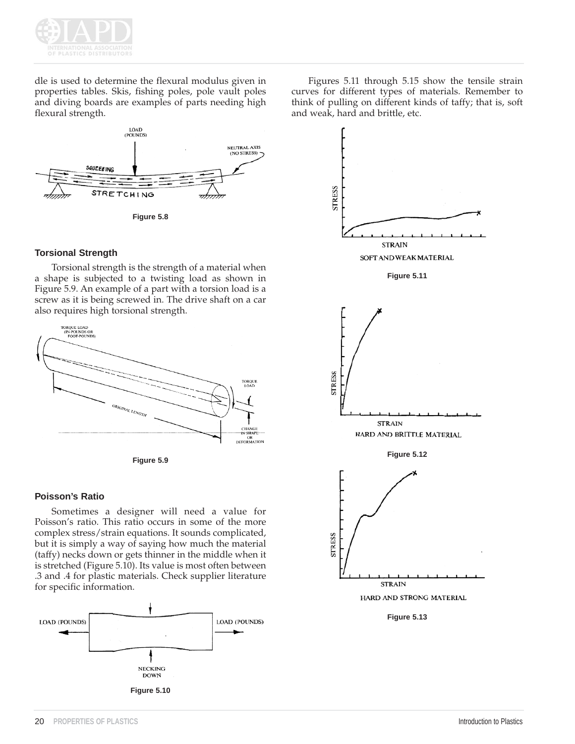dle is used to determine the flexural modulus given in properties tables. Skis, fishing poles, pole vault poles and diving boards are examples of parts needing high flexural strength.

Figure 5.8

### Torsional Strength

Torsional strength is the strength of a material when a shape is subjected to a twisting load as shown in Figure 5.9. An example of a part with a torsion load is a screw as it is being screwed in. The drive shaft on a car also requires high torsional strength.

Figure 5.9

### Poisson's Ratio

Sometimes a designer will need a value for Poisson's ratio. This ratio occurs in some of the more complex stress/strain equations. It sounds complicated, but it is simply a way of saying how much the material (taffy) necks down or gets thinner in the middle when it is stretched (Figure 5.10). Its value is most often between .3 and .4 for plastic materials. Check supplier literature for specific information.

Figure 5.10

Figures 5.11 through 5.15 show the tensile strain curves for different types of materials. Remember to think of pulling on different kinds of taffy; that is, soft and weak, hard and brittle, etc.

SOFT AND WEAK MATERIAL

Figure 5.11

HARD AND BRITTLE MATERIAL

Figure 5.12

HARD AND STRONG MATERIAL

Figure 5.13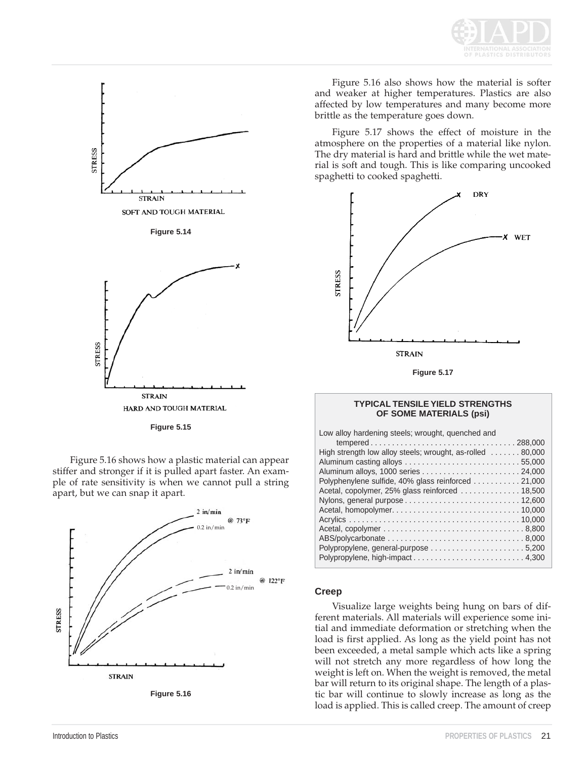STRESS

STRAIN

SOFT AND TOUGH MATERIAL

**Figure 5.14**

STRESS

STRAIN

HARD AND TOUGH MATERIAL

**Figure 5.15**

Figure 5.16 shows how a plastic material can appear stiffer and stronger if it is pulled apart faster. An example of rate sensitivity is when we cannot pull a string apart, but we can snap it apart.

2 in/min
@ 73°F
0.2 in/min

2 in/min
@ 122°F
0.2 in/min

STRESS

STRAIN

**Figure 5.16**

Figure 5.16 also shows how the material is softer and weaker at higher temperatures. Plastics are also affected by low temperatures and many become more brittle as the temperature goes down.

Figure 5.17 shows the effect of moisture in the atmosphere on the properties of a material like nylon. The dry material is hard and brittle while the wet material is soft and tough. This is like comparing uncooked spaghetti to cooked spaghetti.

DRY

WET

STRESS

STRAIN

**Figure 5.17**

**TYPICAL TENSILE YIELD STRENGTHS OF SOME MATERIALS (psi)**

| Material | psi |
|---|---|
| Low alloy hardening steels; wrought, quenched and tempered | 288,000 |
| High strength low alloy steels; wrought, as-rolled | 80,000 |
| Aluminum casting alloys | 55,000 |
| Aluminum alloys, 1000 series | 24,000 |
| Polyphenylene sulfide, 40% glass reinforced | 21,000 |
| Acetal, copolymer, 25% glass reinforced | 18,500 |
| Nylons, general purpose | 12,600 |
| Acetal, homopolymer | 10,000 |
| Acrylics | 10,000 |
| Acetal, copolymer | 8,800 |
| ABS/polycarbonate | 8,000 |
| Polypropylene, general-purpose | 5,200 |
| Polypropylene, high-impact | 4,300 |

### Creep

Visualize large weights being hung on bars of different materials. All materials will experience some initial and immediate deformation or stretching when the load is first applied. As long as the yield point has not been exceeded, a metal sample which acts like a spring will not stretch any more regardless of how long the weight is left on. When the weight is removed, the metal bar will return to its original shape. The length of a plastic bar will continue to slowly increase as long as the load is applied. This is called creep. The amount of creep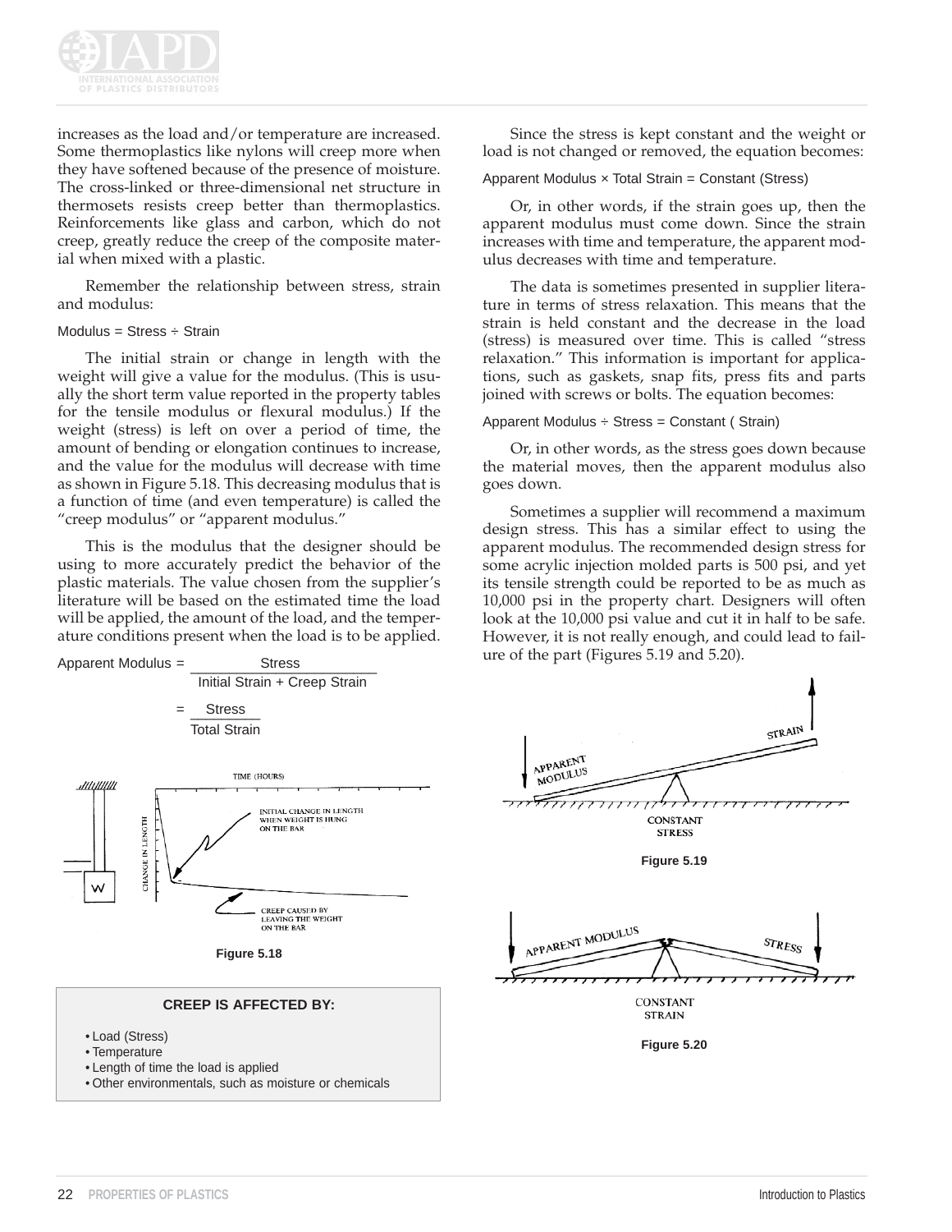increases as the load and/or temperature are increased. Some thermoplastics like nylons will creep more when they have softened because of the presence of moisture. The cross-linked or three-dimensional net structure in thermosets resists creep better than thermoplastics. Reinforcements like glass and carbon, which do not creep, greatly reduce the creep of the composite material when mixed with a plastic.

Remember the relationship between stress, strain and modulus:

Modulus = Stress ÷ Strain

The initial strain or change in length with the weight will give a value for the modulus. (This is usually the short term value reported in the property tables for the tensile modulus or flexural modulus.) If the weight (stress) is left on over a period of time, the amount of bending or elongation continues to increase, and the value for the modulus will decrease with time as shown in Figure 5.18. This decreasing modulus that is a function of time (and even temperature) is called the "creep modulus" or "apparent modulus."

This is the modulus that the designer should be using to more accurately predict the behavior of the plastic materials. The value chosen from the supplier's literature will be based on the estimated time the load will be applied, the amount of the load, and the temperature conditions present when the load is to be applied.

$$\text{Apparent Modulus} = \frac{\text{Stress}}{\text{Initial Strain + Creep Strain}} = \frac{\text{Stress}}{\text{Total Strain}}$$

Figure 5.18

**CREEP IS AFFECTED BY:**

- Load (Stress)
- Temperature
- Length of time the load is applied
- Other environmentals, such as moisture or chemicals

Since the stress is kept constant and the weight or load is not changed or removed, the equation becomes:

Apparent Modulus × Total Strain = Constant (Stress)

Or, in other words, if the strain goes up, then the apparent modulus must come down. Since the strain increases with time and temperature, the apparent modulus decreases with time and temperature.

The data is sometimes presented in supplier literature in terms of stress relaxation. This means that the strain is held constant and the decrease in the load (stress) is measured over time. This is called "stress relaxation." This information is important for applications, such as gaskets, snap fits, press fits and parts joined with screws or bolts. The equation becomes:

Apparent Modulus ÷ Stress = Constant ( Strain)

Or, in other words, as the stress goes down because the material moves, then the apparent modulus also goes down.

Sometimes a supplier will recommend a maximum design stress. This has a similar effect to using the apparent modulus. The recommended design stress for some acrylic injection molded parts is 500 psi, and yet its tensile strength could be reported to be as much as 10,000 psi in the property chart. Designers will often look at the 10,000 psi value and cut it in half to be safe. However, it is not really enough, and could lead to failure of the part (Figures 5.19 and 5.20).

Figure 5.19

Figure 5.20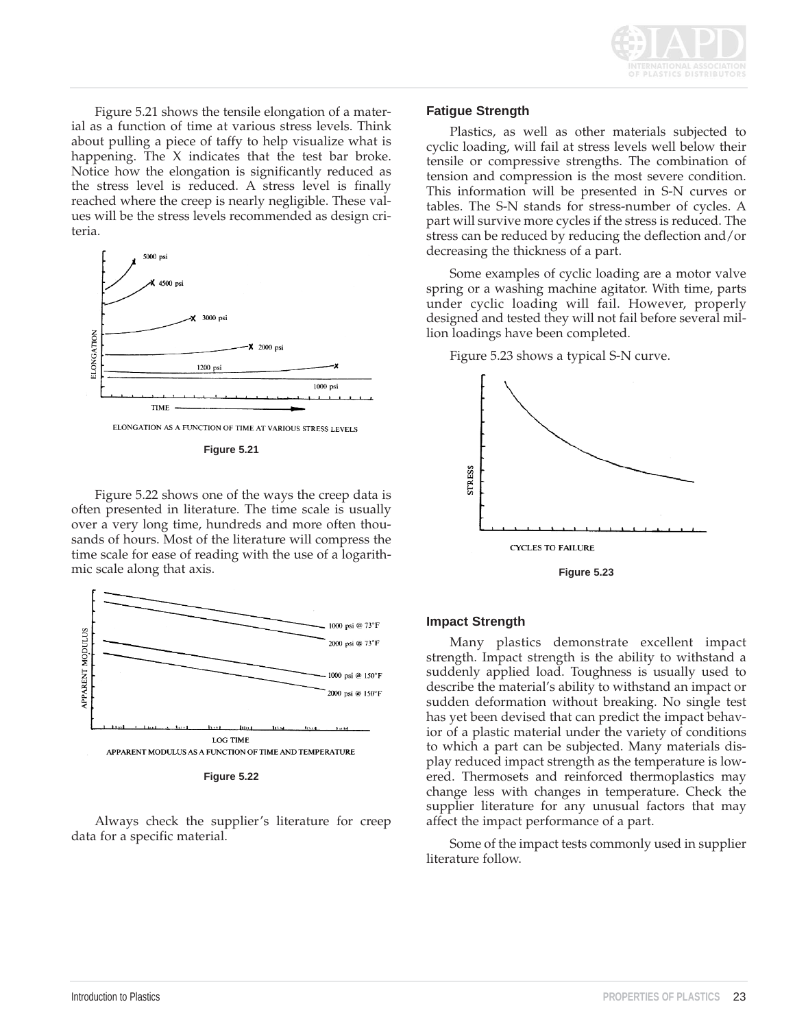Figure 5.21 shows the tensile elongation of a material as a function of time at various stress levels. Think about pulling a piece of taffy to help visualize what is happening. The X indicates that the test bar broke. Notice how the elongation is significantly reduced as the stress level is reduced. A stress level is finally reached where the creep is nearly negligible. These values will be the stress levels recommended as design criteria.

ELONGATION AS A FUNCTION OF TIME AT VARIOUS STRESS LEVELS

**Figure 5.21**

Figure 5.22 shows one of the ways the creep data is often presented in literature. The time scale is usually over a very long time, hundreds and more often thousands of hours. Most of the literature will compress the time scale for ease of reading with the use of a logarithmic scale along that axis.

APPARENT MODULUS AS A FUNCTION OF TIME AND TEMPERATURE

**Figure 5.22**

Always check the supplier's literature for creep data for a specific material.

### Fatigue Strength

Plastics, as well as other materials subjected to cyclic loading, will fail at stress levels well below their tensile or compressive strengths. The combination of tension and compression is the most severe condition. This information will be presented in S-N curves or tables. The S-N stands for stress-number of cycles. A part will survive more cycles if the stress is reduced. The stress can be reduced by reducing the deflection and/or decreasing the thickness of a part.

Some examples of cyclic loading are a motor valve spring or a washing machine agitator. With time, parts under cyclic loading will fail. However, properly designed and tested they will not fail before several million loadings have been completed.

Figure 5.23 shows a typical S-N curve.

**Figure 5.23**

### Impact Strength

Many plastics demonstrate excellent impact strength. Impact strength is the ability to withstand a suddenly applied load. Toughness is usually used to describe the material's ability to withstand an impact or sudden deformation without breaking. No single test has yet been devised that can predict the impact behavior of a plastic material under the variety of conditions to which a part can be subjected. Many materials display reduced impact strength as the temperature is lowered. Thermosets and reinforced thermoplastics may change less with changes in temperature. Check the supplier literature for any unusual factors that may affect the impact performance of a part.

Some of the impact tests commonly used in supplier literature follow.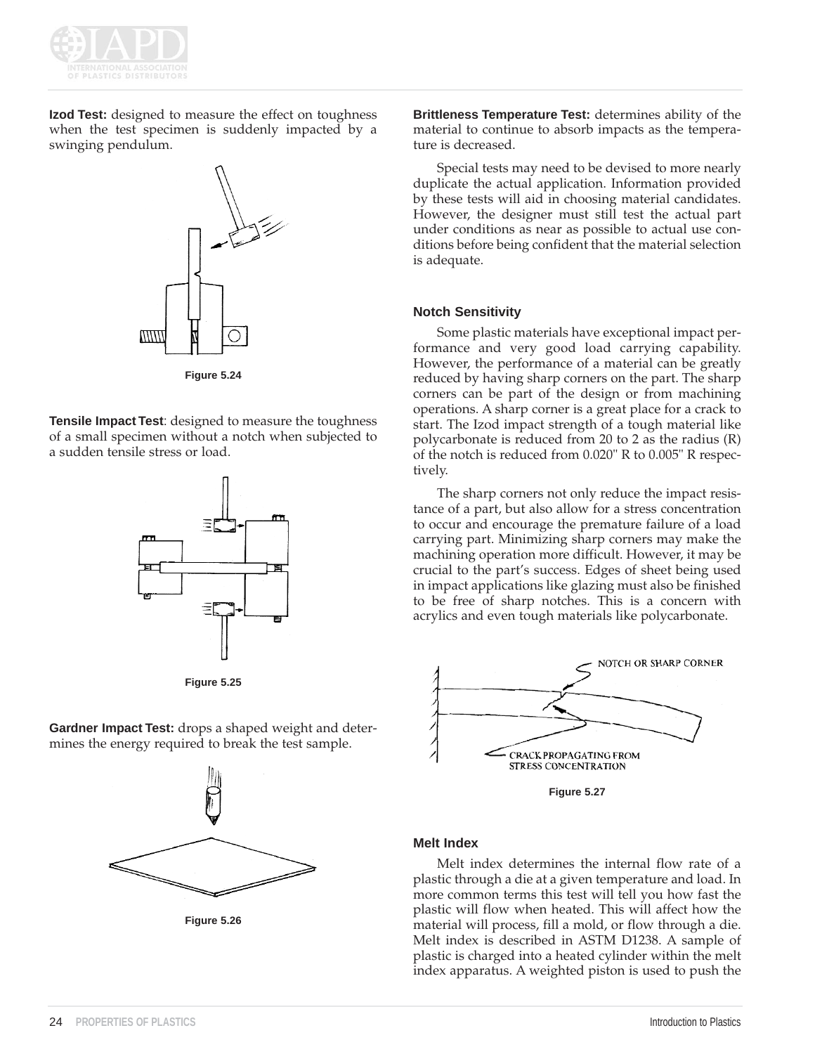**Izod Test:** designed to measure the effect on toughness when the test specimen is suddenly impacted by a swinging pendulum.

Figure 5.24

**Tensile Impact Test**: designed to measure the toughness of a small specimen without a notch when subjected to a sudden tensile stress or load.

Figure 5.25

**Gardner Impact Test:** drops a shaped weight and determines the energy required to break the test sample.

Figure 5.26

**Brittleness Temperature Test:** determines ability of the material to continue to absorb impacts as the temperature is decreased.

Special tests may need to be devised to more nearly duplicate the actual application. Information provided by these tests will aid in choosing material candidates. However, the designer must still test the actual part under conditions as near as possible to actual use conditions before being confident that the material selection is adequate.

### Notch Sensitivity

Some plastic materials have exceptional impact performance and very good load carrying capability. However, the performance of a material can be greatly reduced by having sharp corners on the part. The sharp corners can be part of the design or from machining operations. A sharp corner is a great place for a crack to start. The Izod impact strength of a tough material like polycarbonate is reduced from 20 to 2 as the radius (R) of the notch is reduced from 0.020" R to 0.005" R respectively.

The sharp corners not only reduce the impact resistance of a part, but also allow for a stress concentration to occur and encourage the premature failure of a load carrying part. Minimizing sharp corners may make the machining operation more difficult. However, it may be crucial to the part's success. Edges of sheet being used in impact applications like glazing must also be finished to be free of sharp notches. This is a concern with acrylics and even tough materials like polycarbonate.

NOTCH OR SHARP CORNER

CRACK PROPAGATING FROM STRESS CONCENTRATION

Figure 5.27

### Melt Index

Melt index determines the internal flow rate of a plastic through a die at a given temperature and load. In more common terms this test will tell you how fast the plastic will flow when heated. This will affect how the material will process, fill a mold, or flow through a die. Melt index is described in ASTM D1238. A sample of plastic is charged into a heated cylinder within the melt index apparatus. A weighted piston is used to push the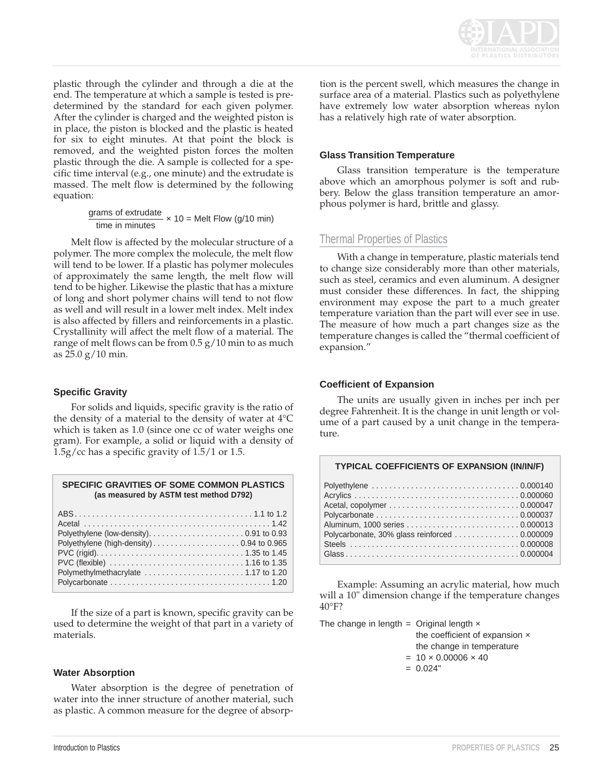plastic through the cylinder and through a die at the end. The temperature at which a sample is tested is predetermined by the standard for each given polymer. After the cylinder is charged and the weighted piston is in place, the piston is blocked and the plastic is heated for six to eight minutes. At that point the block is removed, and the weighted piston forces the molten plastic through the die. A sample is collected for a specific time interval (e.g., one minute) and the extrudate is massed. The melt flow is determined by the following equation:

$$\frac{\text{grams of extrudate}}{\text{time in minutes}} \times 10 = \text{Melt Flow (g/10 min)}$$

Melt flow is affected by the molecular structure of a polymer. The more complex the molecule, the melt flow will tend to be lower. If a plastic has polymer molecules of approximately the same length, the melt flow will tend to be higher. Likewise the plastic that has a mixture of long and short polymer chains will tend to not flow as well and will result in a lower melt index. Melt index is also affected by fillers and reinforcements in a plastic. Crystallinity will affect the melt flow of a material. The range of melt flows can be from 0.5 g/10 min to as much as 25.0 g/10 min.

### Specific Gravity

For solids and liquids, specific gravity is the ratio of the density of a material to the density of water at 4°C which is taken as 1.0 (since one cc of water weighs one gram). For example, a solid or liquid with a density of 1.5g/cc has a specific gravity of 1.5/1 or 1.5.

**SPECIFIC GRAVITIES OF SOME COMMON PLASTICS (as measured by ASTM test method D792)**

| Material | Specific Gravity |
|---|---|
| ABS | 1.1 to 1.2 |
| Acetal | 1.42 |
| Polyethylene (low-density) | 0.91 to 0.93 |
| Polyethylene (high-density) | 0.94 to 0.965 |
| PVC (rigid) | 1.35 to 1.45 |
| PVC (flexible) | 1.16 to 1.35 |
| Polymethylmethacrylate | 1.17 to 1.20 |
| Polycarbonate | 1.20 |

If the size of a part is known, specific gravity can be used to determine the weight of that part in a variety of materials.

### Water Absorption

Water absorption is the degree of penetration of water into the inner structure of another material, such as plastic. A common measure for the degree of absorption is the percent swell, which measures the change in surface area of a material. Plastics such as polyethylene have extremely low water absorption whereas nylon has a relatively high rate of water absorption.

### Glass Transition Temperature

Glass transition temperature is the temperature above which an amorphous polymer is soft and rubbery. Below the glass transition temperature an amorphous polymer is hard, brittle and glassy.

## Thermal Properties of Plastics

With a change in temperature, plastic materials tend to change size considerably more than other materials, such as steel, ceramics and even aluminum. A designer must consider these differences. In fact, the shipping environment may expose the part to a much greater temperature variation than the part will ever see in use. The measure of how much a part changes size as the temperature changes is called the "thermal coefficient of expansion."

### Coefficient of Expansion

The units are usually given in inches per inch per degree Fahrenheit. It is the change in unit length or volume of a part caused by a unit change in the temperature.

**TYPICAL COEFFICIENTS OF EXPANSION (IN/IN/F)**

| Material | Coefficient |
|---|---|
| Polyethylene | 0.000140 |
| Acrylics | 0.000060 |
| Acetal, copolymer | 0.000047 |
| Polycarbonate | 0.000037 |
| Aluminum, 1000 series | 0.000013 |
| Polycarbonate, 30% glass reinforced | 0.000009 |
| Steels | 0.000008 |
| Glass | 0.000004 |

Example: Assuming an acrylic material, how much will a 10" dimension change if the temperature changes 40°F?

The change in length = Original length × the coefficient of expansion × the change in temperature

$= 10 \times 0.00006 \times 40$

$= 0.024"$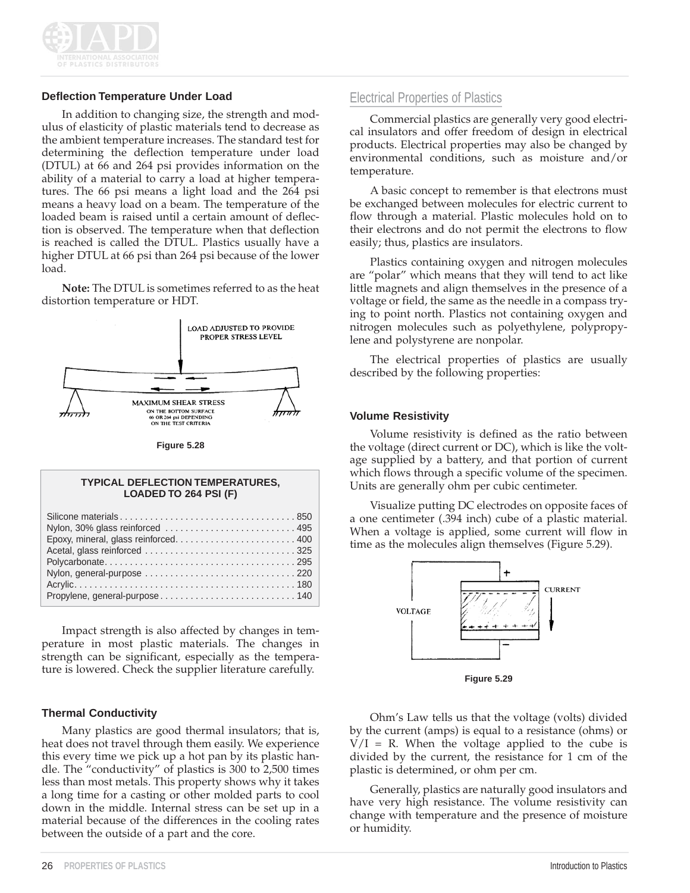### Deflection Temperature Under Load

In addition to changing size, the strength and modulus of elasticity of plastic materials tend to decrease as the ambient temperature increases. The standard test for determining the deflection temperature under load (DTUL) at 66 and 264 psi provides information on the ability of a material to carry a load at higher temperatures. The 66 psi means a light load and the 264 psi means a heavy load on a beam. The temperature of the loaded beam is raised until a certain amount of deflection is observed. The temperature when that deflection is reached is called the DTUL. Plastics usually have a higher DTUL at 66 psi than 264 psi because of the lower load.

**Note:** The DTUL is sometimes referred to as the heat distortion temperature or HDT.

LOAD ADJUSTED TO PROVIDE PROPER STRESS LEVEL

MAXIMUM SHEAR STRESS ON THE BOTTOM SURFACE 66 OR 264 psi DEPENDING ON THE TEST CRITERIA

Figure 5.28

**TYPICAL DEFLECTION TEMPERATURES, LOADED TO 264 PSI (F)**

| Material | Temperature (F) |
|---|---|
| Silicone materials | 850 |
| Nylon, 30% glass reinforced | 495 |
| Epoxy, mineral, glass reinforced | 400 |
| Acetal, glass reinforced | 325 |
| Polycarbonate | 295 |
| Nylon, general-purpose | 220 |
| Acrylic | 180 |
| Propylene, general-purpose | 140 |

Impact strength is also affected by changes in temperature in most plastic materials. The changes in strength can be significant, especially as the temperature is lowered. Check the supplier literature carefully.

### Thermal Conductivity

Many plastics are good thermal insulators; that is, heat does not travel through them easily. We experience this every time we pick up a hot pan by its plastic handle. The "conductivity" of plastics is 300 to 2,500 times less than most metals. This property shows why it takes a long time for a casting or other molded parts to cool down in the middle. Internal stress can be set up in a material because of the differences in the cooling rates between the outside of a part and the core.

## Electrical Properties of Plastics

Commercial plastics are generally very good electrical insulators and offer freedom of design in electrical products. Electrical properties may also be changed by environmental conditions, such as moisture and/or temperature.

A basic concept to remember is that electrons must be exchanged between molecules for electric current to flow through a material. Plastic molecules hold on to their electrons and do not permit the electrons to flow easily; thus, plastics are insulators.

Plastics containing oxygen and nitrogen molecules are "polar" which means that they will tend to act like little magnets and align themselves in the presence of a voltage or field, the same as the needle in a compass trying to point north. Plastics not containing oxygen and nitrogen molecules such as polyethylene, polypropylene and polystyrene are nonpolar.

The electrical properties of plastics are usually described by the following properties:

### Volume Resistivity

Volume resistivity is defined as the ratio between the voltage (direct current or DC), which is like the voltage supplied by a battery, and that portion of current which flows through a specific volume of the specimen. Units are generally ohm per cubic centimeter.

Visualize putting DC electrodes on opposite faces of a one centimeter (.394 inch) cube of a plastic material. When a voltage is applied, some current will flow in time as the molecules align themselves (Figure 5.29).

VOLTAGE CURRENT

Figure 5.29

Ohm's Law tells us that the voltage (volts) divided by the current (amps) is equal to a resistance (ohms) or $V/I = R$. When the voltage applied to the cube is divided by the current, the resistance for 1 cm of the plastic is determined, or ohm per cm.

Generally, plastics are naturally good insulators and have very high resistance. The volume resistivity can change with temperature and the presence of moisture or humidity.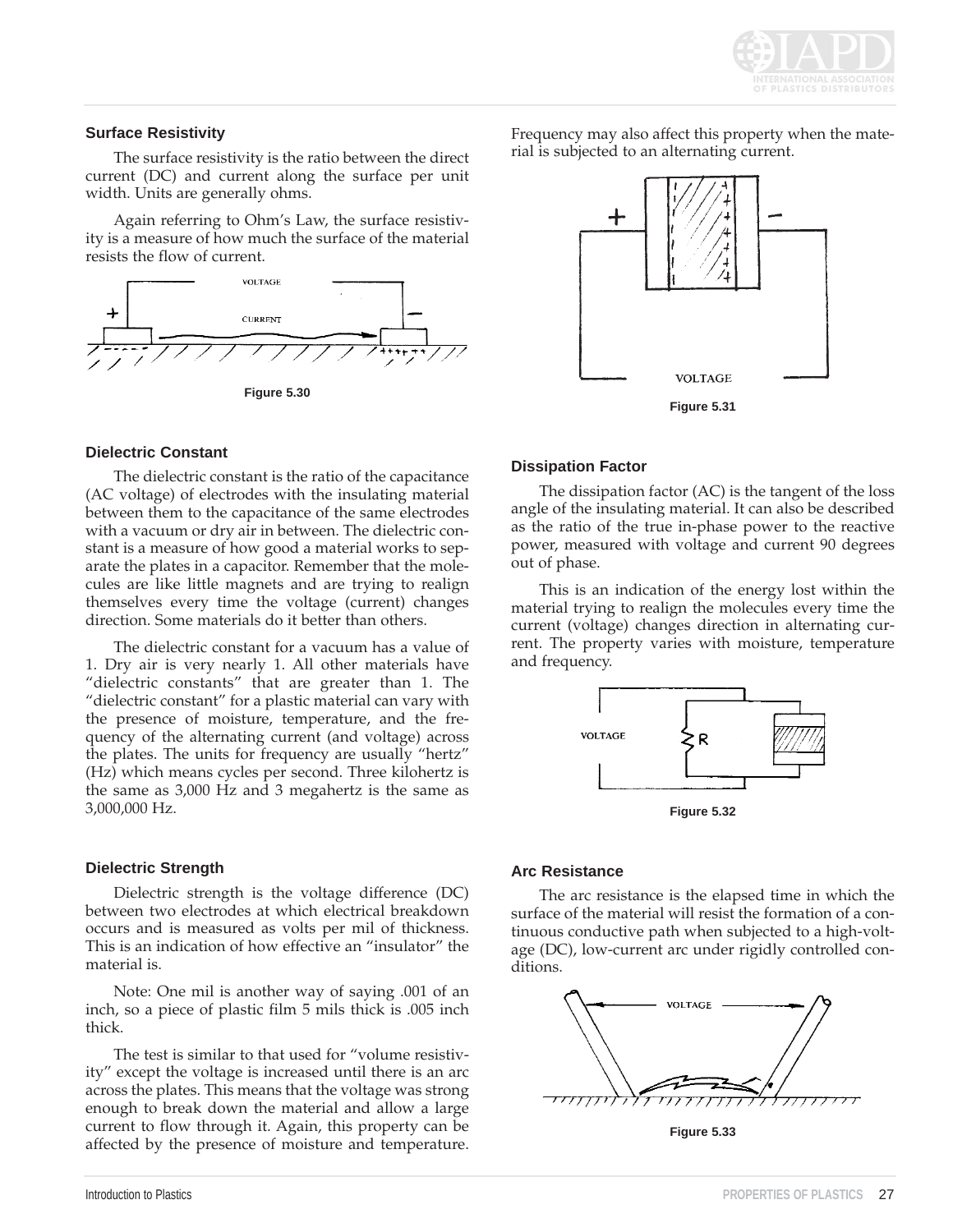### Surface Resistivity

The surface resistivity is the ratio between the direct current (DC) and current along the surface per unit width. Units are generally ohms.

Again referring to Ohm's Law, the surface resistivity is a measure of how much the surface of the material resists the flow of current.

Figure 5.30

### Dielectric Constant

The dielectric constant is the ratio of the capacitance (AC voltage) of electrodes with the insulating material between them to the capacitance of the same electrodes with a vacuum or dry air in between. The dielectric constant is a measure of how good a material works to separate the plates in a capacitor. Remember that the molecules are like little magnets and are trying to realign themselves every time the voltage (current) changes direction. Some materials do it better than others.

The dielectric constant for a vacuum has a value of 1. Dry air is very nearly 1. All other materials have "dielectric constants" that are greater than 1. The "dielectric constant" for a plastic material can vary with the presence of moisture, temperature, and the frequency of the alternating current (and voltage) across the plates. The units for frequency are usually "hertz" (Hz) which means cycles per second. Three kilohertz is the same as 3,000 Hz and 3 megahertz is the same as 3,000,000 Hz.

### Dielectric Strength

Dielectric strength is the voltage difference (DC) between two electrodes at which electrical breakdown occurs and is measured as volts per mil of thickness. This is an indication of how effective an "insulator" the material is.

Note: One mil is another way of saying .001 of an inch, so a piece of plastic film 5 mils thick is .005 inch thick.

The test is similar to that used for "volume resistivity" except the voltage is increased until there is an arc across the plates. This means that the voltage was strong enough to break down the material and allow a large current to flow through it. Again, this property can be affected by the presence of moisture and temperature. Frequency may also affect this property when the material is subjected to an alternating current.

Figure 5.31

### Dissipation Factor

The dissipation factor (AC) is the tangent of the loss angle of the insulating material. It can also be described as the ratio of the true in-phase power to the reactive power, measured with voltage and current 90 degrees out of phase.

This is an indication of the energy lost within the material trying to realign the molecules every time the current (voltage) changes direction in alternating current. The property varies with moisture, temperature and frequency.

Figure 5.32

### Arc Resistance

The arc resistance is the elapsed time in which the surface of the material will resist the formation of a continuous conductive path when subjected to a high-voltage (DC), low-current arc under rigidly controlled conditions.

Figure 5.33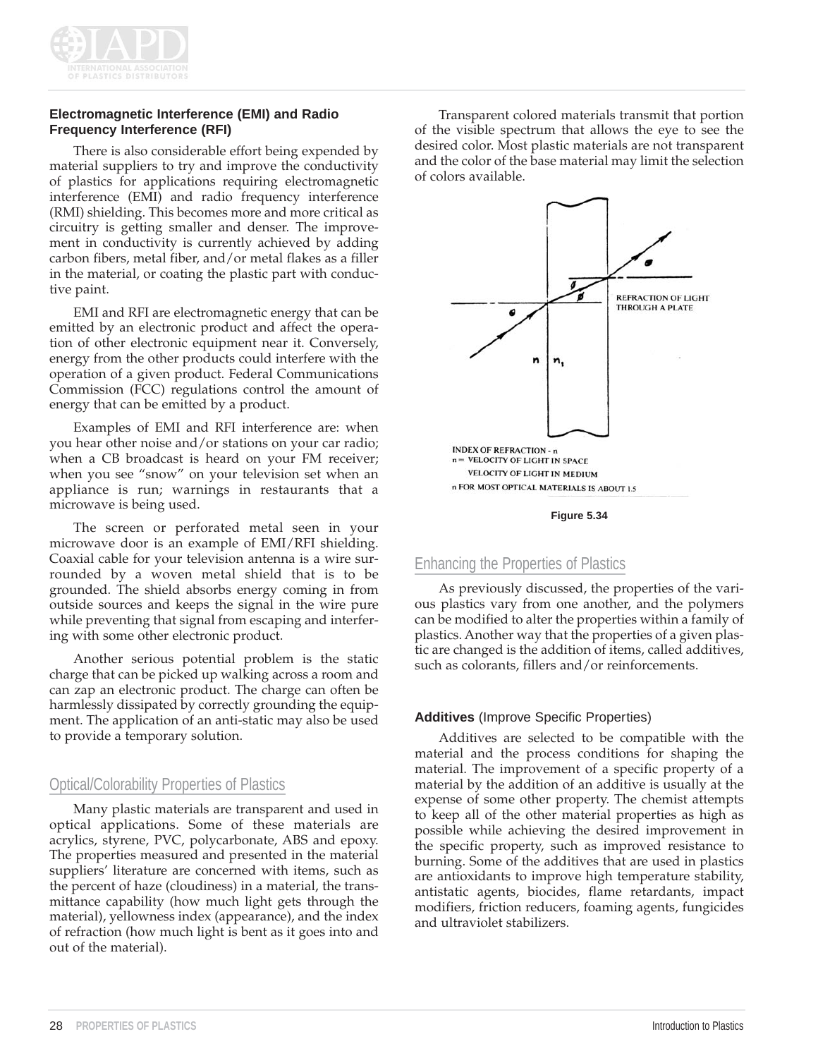### Electromagnetic Interference (EMI) and Radio Frequency Interference (RFI)

There is also considerable effort being expended by material suppliers to try and improve the conductivity of plastics for applications requiring electromagnetic interference (EMI) and radio frequency interference (RMI) shielding. This becomes more and more critical as circuitry is getting smaller and denser. The improvement in conductivity is currently achieved by adding carbon fibers, metal fiber, and/or metal flakes as a filler in the material, or coating the plastic part with conductive paint.

EMI and RFI are electromagnetic energy that can be emitted by an electronic product and affect the operation of other electronic equipment near it. Conversely, energy from the other products could interfere with the operation of a given product. Federal Communications Commission (FCC) regulations control the amount of energy that can be emitted by a product.

Examples of EMI and RFI interference are: when you hear other noise and/or stations on your car radio; when a CB broadcast is heard on your FM receiver; when you see "snow" on your television set when an appliance is run; warnings in restaurants that a microwave is being used.

The screen or perforated metal seen in your microwave door is an example of EMI/RFI shielding. Coaxial cable for your television antenna is a wire surrounded by a woven metal shield that is to be grounded. The shield absorbs energy coming in from outside sources and keeps the signal in the wire pure while preventing that signal from escaping and interfering with some other electronic product.

Another serious potential problem is the static charge that can be picked up walking across a room and can zap an electronic product. The charge can often be harmlessly dissipated by correctly grounding the equipment. The application of an anti-static may also be used to provide a temporary solution.

## Optical/Colorability Properties of Plastics

Many plastic materials are transparent and used in optical applications. Some of these materials are acrylics, styrene, PVC, polycarbonate, ABS and epoxy. The properties measured and presented in the material suppliers' literature are concerned with items, such as the percent of haze (cloudiness) in a material, the transmittance capability (how much light gets through the material), yellowness index (appearance), and the index of refraction (how much light is bent as it goes into and out of the material).

Transparent colored materials transmit that portion of the visible spectrum that allows the eye to see the desired color. Most plastic materials are not transparent and the color of the base material may limit the selection of colors available.

REFRACTION OF LIGHT THROUGH A PLATE

INDEX OF REFRACTION - n

$$n = \frac{\text{VELOCITY OF LIGHT IN SPACE}}{\text{VELOCITY OF LIGHT IN MEDIUM}}$$

n FOR MOST OPTICAL MATERIALS IS ABOUT 1.5

**Figure 5.34**

## Enhancing the Properties of Plastics

As previously discussed, the properties of the various plastics vary from one another, and the polymers can be modified to alter the properties within a family of plastics. Another way that the properties of a given plastic are changed is the addition of items, called additives, such as colorants, fillers and/or reinforcements.

### Additives (Improve Specific Properties)

Additives are selected to be compatible with the material and the process conditions for shaping the material. The improvement of a specific property of a material by the addition of an additive is usually at the expense of some other property. The chemist attempts to keep all of the other material properties as high as possible while achieving the desired improvement in the specific property, such as improved resistance to burning. Some of the additives that are used in plastics are antioxidants to improve high temperature stability, antistatic agents, biocides, flame retardants, impact modifiers, friction reducers, foaming agents, fungicides and ultraviolet stabilizers.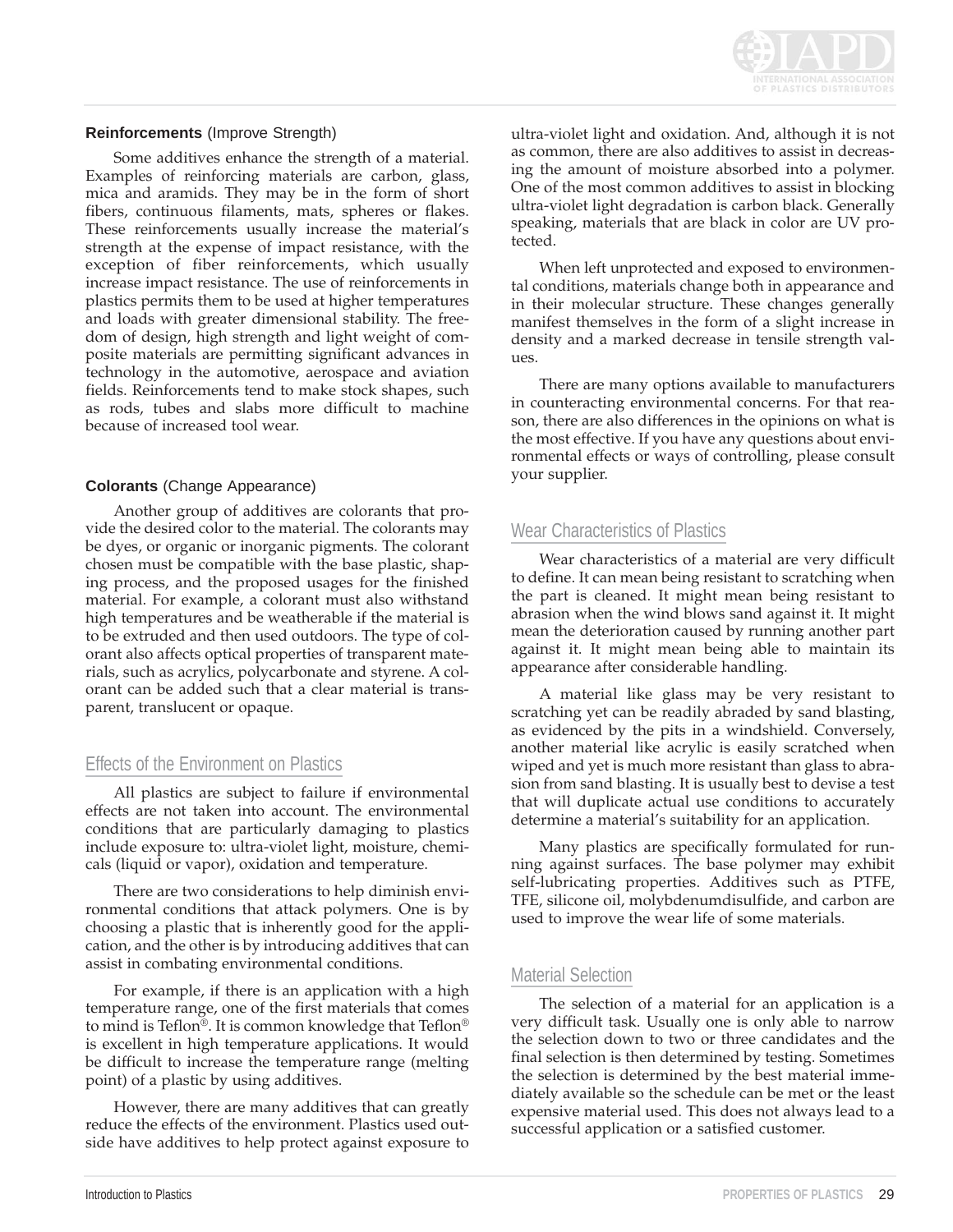### Reinforcements (Improve Strength)

Some additives enhance the strength of a material. Examples of reinforcing materials are carbon, glass, mica and aramids. They may be in the form of short fibers, continuous filaments, mats, spheres or flakes. These reinforcements usually increase the material's strength at the expense of impact resistance, with the exception of fiber reinforcements, which usually increase impact resistance. The use of reinforcements in plastics permits them to be used at higher temperatures and loads with greater dimensional stability. The freedom of design, high strength and light weight of composite materials are permitting significant advances in technology in the automotive, aerospace and aviation fields. Reinforcements tend to make stock shapes, such as rods, tubes and slabs more difficult to machine because of increased tool wear.

### Colorants (Change Appearance)

Another group of additives are colorants that provide the desired color to the material. The colorants may be dyes, or organic or inorganic pigments. The colorant chosen must be compatible with the base plastic, shaping process, and the proposed usages for the finished material. For example, a colorant must also withstand high temperatures and be weatherable if the material is to be extruded and then used outdoors. The type of colorant also affects optical properties of transparent materials, such as acrylics, polycarbonate and styrene. A colorant can be added such that a clear material is transparent, translucent or opaque.

## Effects of the Environment on Plastics

All plastics are subject to failure if environmental effects are not taken into account. The environmental conditions that are particularly damaging to plastics include exposure to: ultra-violet light, moisture, chemicals (liquid or vapor), oxidation and temperature.

There are two considerations to help diminish environmental conditions that attack polymers. One is by choosing a plastic that is inherently good for the application, and the other is by introducing additives that can assist in combating environmental conditions.

For example, if there is an application with a high temperature range, one of the first materials that comes to mind is Teflon®. It is common knowledge that Teflon® is excellent in high temperature applications. It would be difficult to increase the temperature range (melting point) of a plastic by using additives.

However, there are many additives that can greatly reduce the effects of the environment. Plastics used outside have additives to help protect against exposure to ultra-violet light and oxidation. And, although it is not as common, there are also additives to assist in decreasing the amount of moisture absorbed into a polymer. One of the most common additives to assist in blocking ultra-violet light degradation is carbon black. Generally speaking, materials that are black in color are UV protected.

When left unprotected and exposed to environmental conditions, materials change both in appearance and in their molecular structure. These changes generally manifest themselves in the form of a slight increase in density and a marked decrease in tensile strength values.

There are many options available to manufacturers in counteracting environmental concerns. For that reason, there are also differences in the opinions on what is the most effective. If you have any questions about environmental effects or ways of controlling, please consult your supplier.

## Wear Characteristics of Plastics

Wear characteristics of a material are very difficult to define. It can mean being resistant to scratching when the part is cleaned. It might mean being resistant to abrasion when the wind blows sand against it. It might mean the deterioration caused by running another part against it. It might mean being able to maintain its appearance after considerable handling.

A material like glass may be very resistant to scratching yet can be readily abraded by sand blasting, as evidenced by the pits in a windshield. Conversely, another material like acrylic is easily scratched when wiped and yet is much more resistant than glass to abrasion from sand blasting. It is usually best to devise a test that will duplicate actual use conditions to accurately determine a material's suitability for an application.

Many plastics are specifically formulated for running against surfaces. The base polymer may exhibit self-lubricating properties. Additives such as PTFE, TFE, silicone oil, molybdenumdisulfide, and carbon are used to improve the wear life of some materials.

## Material Selection

The selection of a material for an application is a very difficult task. Usually one is only able to narrow the selection down to two or three candidates and the final selection is then determined by testing. Sometimes the selection is determined by the best material immediately available so the schedule can be met or the least expensive material used. This does not always lead to a successful application or a satisfied customer.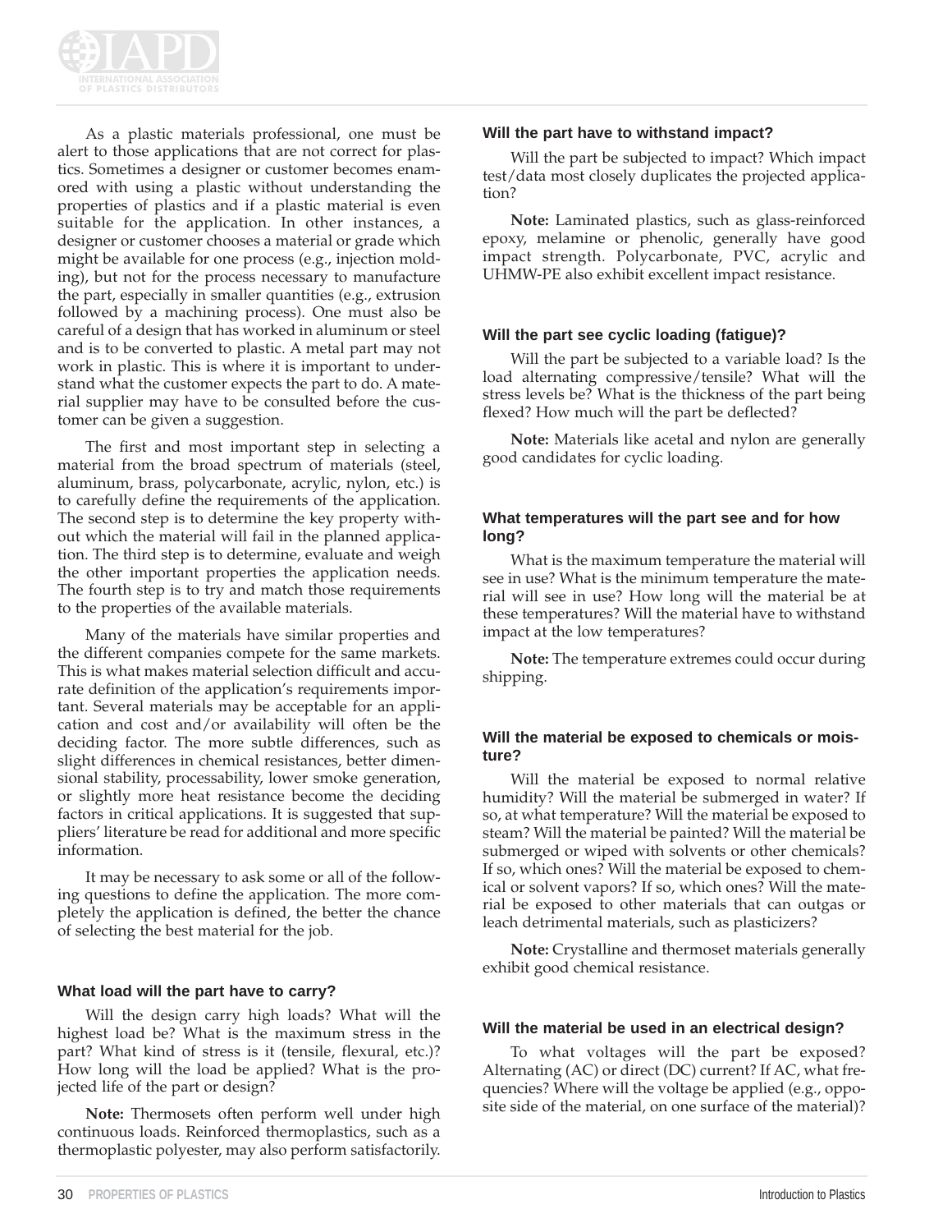As a plastic materials professional, one must be alert to those applications that are not correct for plastics. Sometimes a designer or customer becomes enamored with using a plastic without understanding the properties of plastics and if a plastic material is even suitable for the application. In other instances, a designer or customer chooses a material or grade which might be available for one process (e.g., injection molding), but not for the process necessary to manufacture the part, especially in smaller quantities (e.g., extrusion followed by a machining process). One must also be careful of a design that has worked in aluminum or steel and is to be converted to plastic. A metal part may not work in plastic. This is where it is important to understand what the customer expects the part to do. A material supplier may have to be consulted before the customer can be given a suggestion.

The first and most important step in selecting a material from the broad spectrum of materials (steel, aluminum, brass, polycarbonate, acrylic, nylon, etc.) is to carefully define the requirements of the application. The second step is to determine the key property without which the material will fail in the planned application. The third step is to determine, evaluate and weigh the other important properties the application needs. The fourth step is to try and match those requirements to the properties of the available materials.

Many of the materials have similar properties and the different companies compete for the same markets. This is what makes material selection difficult and accurate definition of the application's requirements important. Several materials may be acceptable for an application and cost and/or availability will often be the deciding factor. The more subtle differences, such as slight differences in chemical resistances, better dimensional stability, processability, lower smoke generation, or slightly more heat resistance become the deciding factors in critical applications. It is suggested that suppliers' literature be read for additional and more specific information.

It may be necessary to ask some or all of the following questions to define the application. The more completely the application is defined, the better the chance of selecting the best material for the job.

### What load will the part have to carry?

Will the design carry high loads? What will the highest load be? What is the maximum stress in the part? What kind of stress is it (tensile, flexural, etc.)? How long will the load be applied? What is the projected life of the part or design?

**Note:** Thermosets often perform well under high continuous loads. Reinforced thermoplastics, such as a thermoplastic polyester, may also perform satisfactorily.

### Will the part have to withstand impact?

Will the part be subjected to impact? Which impact test/data most closely duplicates the projected application?

**Note:** Laminated plastics, such as glass-reinforced epoxy, melamine or phenolic, generally have good impact strength. Polycarbonate, PVC, acrylic and UHMW-PE also exhibit excellent impact resistance.

### Will the part see cyclic loading (fatigue)?

Will the part be subjected to a variable load? Is the load alternating compressive/tensile? What will the stress levels be? What is the thickness of the part being flexed? How much will the part be deflected?

**Note:** Materials like acetal and nylon are generally good candidates for cyclic loading.

### What temperatures will the part see and for how long?

What is the maximum temperature the material will see in use? What is the minimum temperature the material will see in use? How long will the material be at these temperatures? Will the material have to withstand impact at the low temperatures?

**Note:** The temperature extremes could occur during shipping.

### Will the material be exposed to chemicals or moisture?

Will the material be exposed to normal relative humidity? Will the material be submerged in water? If so, at what temperature? Will the material be exposed to steam? Will the material be painted? Will the material be submerged or wiped with solvents or other chemicals? If so, which ones? Will the material be exposed to chemical or solvent vapors? If so, which ones? Will the material be exposed to other materials that can outgas or leach detrimental materials, such as plasticizers?

**Note:** Crystalline and thermoset materials generally exhibit good chemical resistance.

### Will the material be used in an electrical design?

To what voltages will the part be exposed? Alternating (AC) or direct (DC) current? If AC, what frequencies? Where will the voltage be applied (e.g., opposite side of the material, on one surface of the material)?